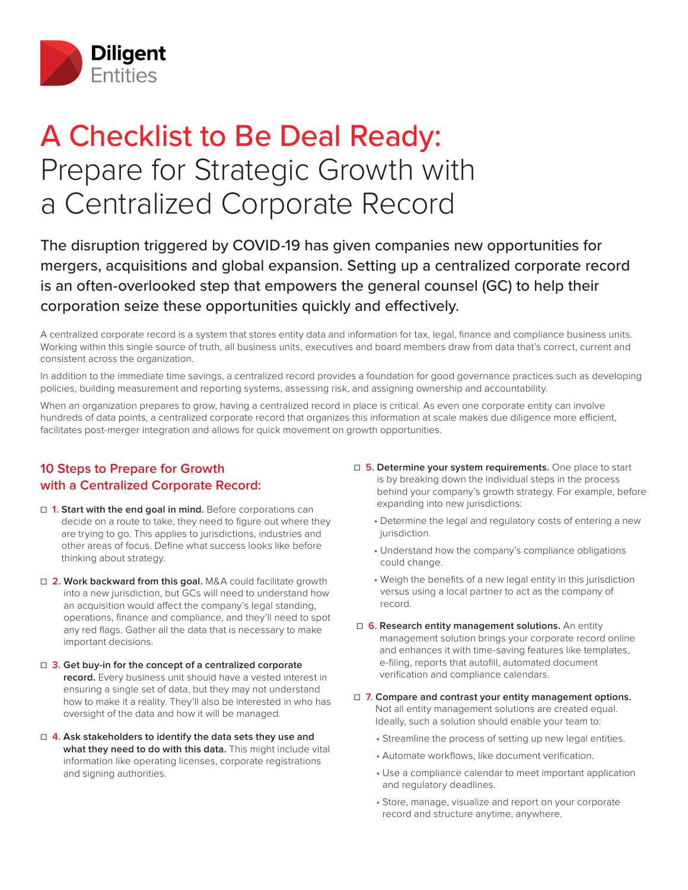Diligent Entities

# A Checklist to Be Deal Ready: Prepare for Strategic Growth with a Centralized Corporate Record

The disruption triggered by COVID-19 has given companies new opportunities for mergers, acquisitions and global expansion. Setting up a centralized corporate record is an often-overlooked step that empowers the general counsel (GC) to help their corporation seize these opportunities quickly and effectively.

A centralized corporate record is a system that stores entity data and information for tax, legal, finance and compliance business units. Working within this single source of truth, all business units, executives and board members draw from data that's correct, current and consistent across the organization.

In addition to the immediate time savings, a centralized record provides a foundation for good governance practices such as developing policies, building measurement and reporting systems, assessing risk, and assigning ownership and accountability.

When an organization prepares to grow, having a centralized record in place is critical. As even one corporate entity can involve hundreds of data points, a centralized corporate record that organizes this information at scale makes due diligence more efficient, facilitates post-merger integration and allows for quick movement on growth opportunities.

## 10 Steps to Prepare for Growth with a Centralized Corporate Record:

- ☐ **1. Start with the end goal in mind.** Before corporations can decide on a route to take, they need to figure out where they are trying to go. This applies to jurisdictions, industries and other areas of focus. Define what success looks like before thinking about strategy.

- ☐ **2. Work backward from this goal.** M&A could facilitate growth into a new jurisdiction, but GCs will need to understand how an acquisition would affect the company's legal standing, operations, finance and compliance, and they'll need to spot any red flags. Gather all the data that is necessary to make important decisions.

- ☐ **3. Get buy-in for the concept of a centralized corporate record.** Every business unit should have a vested interest in ensuring a single set of data, but they may not understand how to make it a reality. They'll also be interested in who has oversight of the data and how it will be managed.

- ☐ **4. Ask stakeholders to identify the data sets they use and what they need to do with this data.** This might include vital information like operating licenses, corporate registrations and signing authorities.

- ☐ **5. Determine your system requirements.** One place to start is by breaking down the individual steps in the process behind your company's growth strategy. For example, before expanding into new jurisdictions:
  - Determine the legal and regulatory costs of entering a new jurisdiction.
  - Understand how the company's compliance obligations could change.
  - Weigh the benefits of a new legal entity in this jurisdiction versus using a local partner to act as the company of record.

- ☐ **6. Research entity management solutions.** An entity management solution brings your corporate record online and enhances it with time-saving features like templates, e-filing, reports that autofill, automated document verification and compliance calendars.

- ☐ **7. Compare and contrast your entity management options.** Not all entity management solutions are created equal. Ideally, such a solution should enable your team to:
  - Streamline the process of setting up new legal entities.
  - Automate workflows, like document verification.
  - Use a compliance calendar to meet important application and regulatory deadlines.
  - Store, manage, visualize and report on your corporate record and structure anytime, anywhere.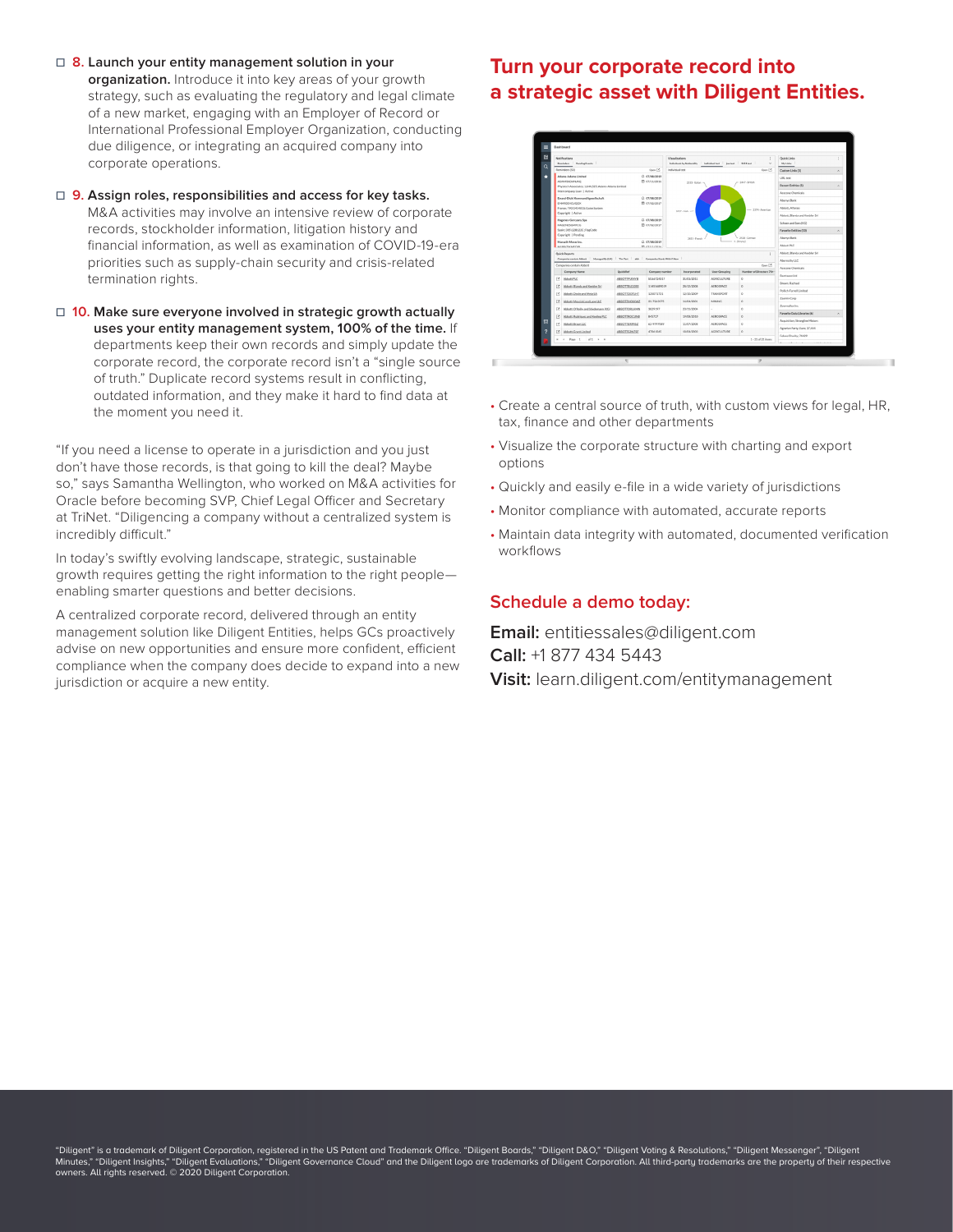- ☐ **8. Launch your entity management solution in your organization.** Introduce it into key areas of your growth strategy, such as evaluating the regulatory and legal climate of a new market, engaging with an Employer of Record or International Professional Employer Organization, conducting due diligence, or integrating an acquired company into corporate operations.

- ☐ **9. Assign roles, responsibilities and access for key tasks.** M&A activities may involve an intensive review of corporate records, stockholder information, litigation history and financial information, as well as examination of COVID-19-era priorities such as supply-chain security and crisis-related termination rights.

- ☐ **10. Make sure everyone involved in strategic growth actually uses your entity management system, 100% of the time.** If departments keep their own records and simply update the corporate record, the corporate record isn't a "single source of truth." Duplicate record systems result in conflicting, outdated information, and they make it hard to find data at the moment you need it.

"If you need a license to operate in a jurisdiction and you just don't have those records, is that going to kill the deal? Maybe so," says Samantha Wellington, who worked on M&A activities for Oracle before becoming SVP, Chief Legal Officer and Secretary at TriNet. "Diligencing a company without a centralized system is incredibly difficult."

In today's swiftly evolving landscape, strategic, sustainable growth requires getting the right information to the right people—enabling smarter questions and better decisions.

A centralized corporate record, delivered through an entity management solution like Diligent Entities, helps GCs proactively advise on new opportunities and ensure more confident, efficient compliance when the company does decide to expand into a new jurisdiction or acquire a new entity.

## Turn your corporate record into a strategic asset with Diligent Entities.

- Create a central source of truth, with custom views for legal, HR, tax, finance and other departments
- Visualize the corporate structure with charting and export options
- Quickly and easily e-file in a wide variety of jurisdictions
- Monitor compliance with automated, accurate reports
- Maintain data integrity with automated, documented verification workflows

## Schedule a demo today:

**Email:** entitiessales@diligent.com
**Call:** +1 877 434 5443
**Visit:** learn.diligent.com/entitymanagement

"Diligent" is a trademark of Diligent Corporation, registered in the US Patent and Trademark Office. "Diligent Boards," "Diligent D&O," "Diligent Voting & Resolutions," "Diligent Messenger", "Diligent Minutes," "Diligent Insights," "Diligent Evaluations," "Diligent Governance Cloud" and the Diligent logo are trademarks of Diligent Corporation. All third-party trademarks are the property of their respective owners. All rights reserved. © 2020 Diligent Corporation.